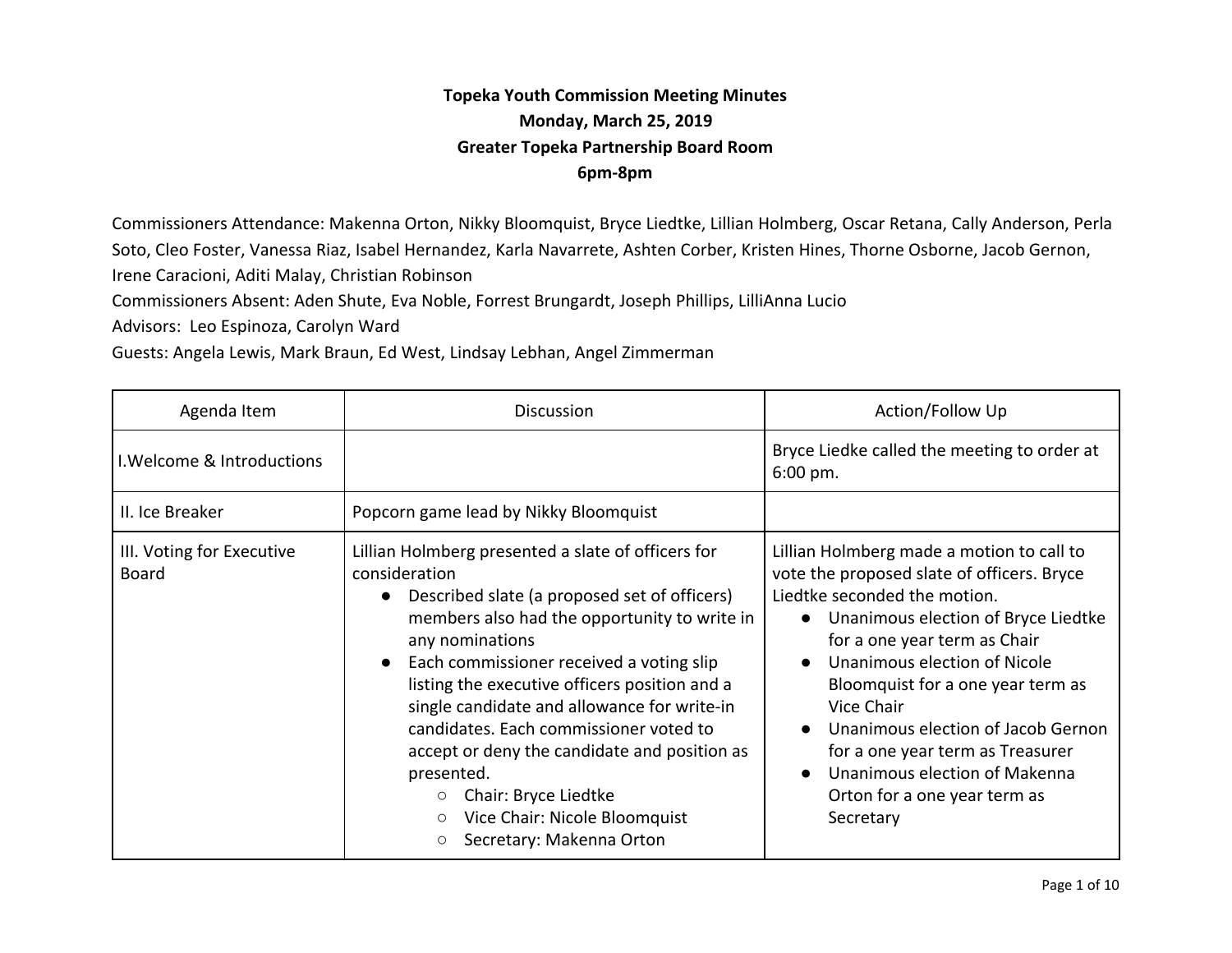**Topeka Youth Commission Meeting Minutes**
**Monday, March 25, 2019**
**Greater Topeka Partnership Board Room**
**6pm-8pm**

Commissioners Attendance: Makenna Orton, Nikky Bloomquist, Bryce Liedtke, Lillian Holmberg, Oscar Retana, Cally Anderson, Perla Soto, Cleo Foster, Vanessa Riaz, Isabel Hernandez, Karla Navarrete, Ashten Corber, Kristen Hines, Thorne Osborne, Jacob Gernon, Irene Caracioni, Aditi Malay, Christian Robinson
Commissioners Absent: Aden Shute, Eva Noble, Forrest Brungardt, Joseph Phillips, LilliAnna Lucio
Advisors: Leo Espinoza, Carolyn Ward
Guests: Angela Lewis, Mark Braun, Ed West, Lindsay Lebhan, Angel Zimmerman

| Agenda Item | Discussion | Action/Follow Up |
|---|---|---|
| I.Welcome & Introductions | | Bryce Liedke called the meeting to order at 6:00 pm. |
| II. Ice Breaker | Popcorn game lead by Nikky Bloomquist | |
| III. Voting for Executive Board | Lillian Holmberg presented a slate of officers for consideration<br>● Described slate (a proposed set of officers) members also had the opportunity to write in any nominations<br>● Each commissioner received a voting slip listing the executive officers position and a single candidate and allowance for write-in candidates. Each commissioner voted to accept or deny the candidate and position as presented.<br>○ Chair: Bryce Liedtke<br>○ Vice Chair: Nicole Bloomquist<br>○ Secretary: Makenna Orton | Lillian Holmberg made a motion to call to vote the proposed slate of officers. Bryce Liedtke seconded the motion.<br>● Unanimous election of Bryce Liedtke for a one year term as Chair<br>● Unanimous election of Nicole Bloomquist for a one year term as Vice Chair<br>● Unanimous election of Jacob Gernon for a one year term as Treasurer<br>● Unanimous election of Makenna Orton for a one year term as Secretary |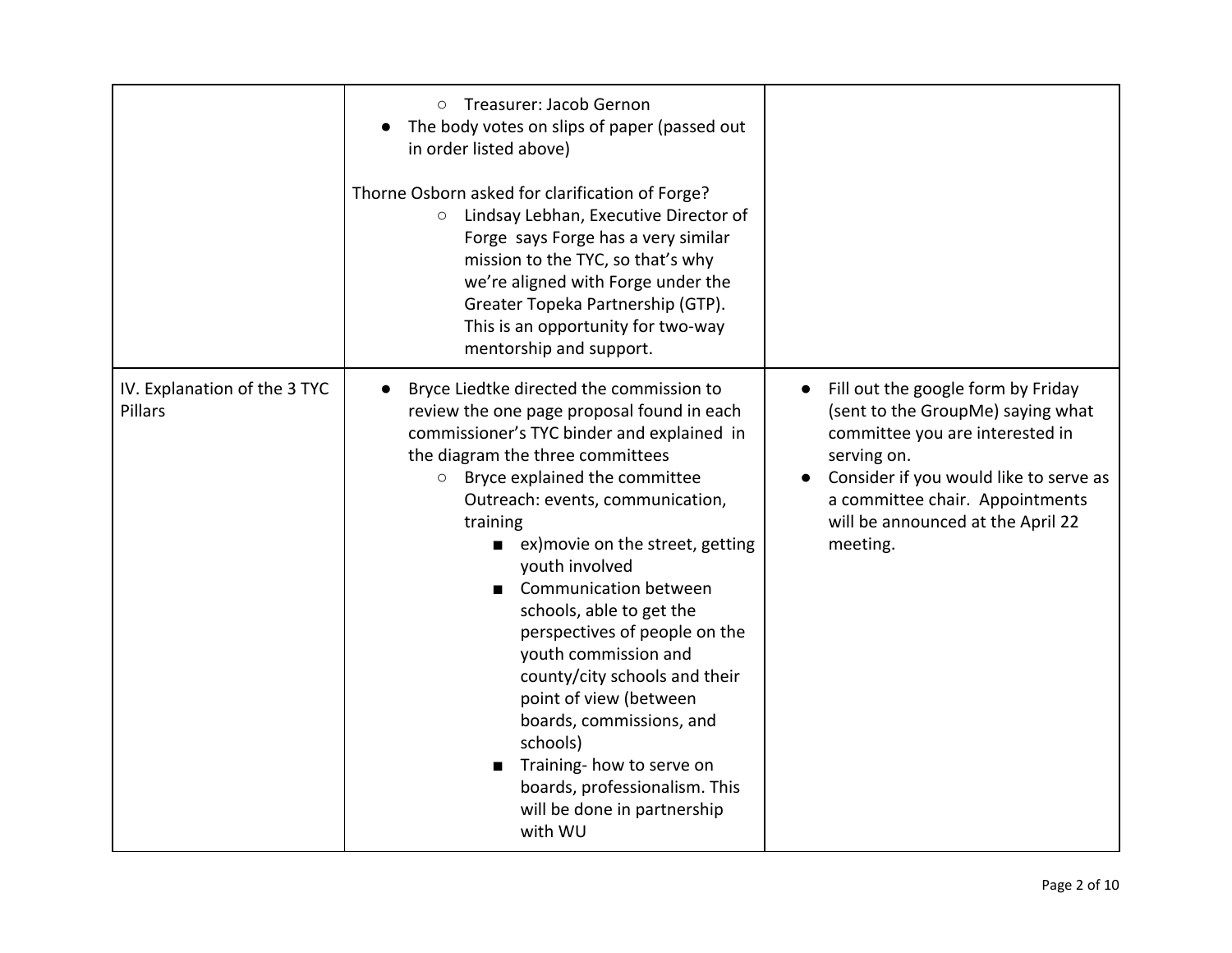| | | |
|---|---|---|
| | ○ Treasurer: Jacob Gernon<br>● The body votes on slips of paper (passed out in order listed above)<br><br>Thorne Osborn asked for clarification of Forge?<br>○ Lindsay Lebhan, Executive Director of Forge says Forge has a very similar mission to the TYC, so that's why we're aligned with Forge under the Greater Topeka Partnership (GTP). This is an opportunity for two-way mentorship and support. | |
| IV. Explanation of the 3 TYC Pillars | ● Bryce Liedtke directed the commission to review the one page proposal found in each commissioner's TYC binder and explained in the diagram the three committees<br>○ Bryce explained the committee Outreach: events, communication, training<br>■ ex)movie on the street, getting youth involved<br>■ Communication between schools, able to get the perspectives of people on the youth commission and county/city schools and their point of view (between boards, commissions, and schools)<br>■ Training- how to serve on boards, professionalism. This will be done in partnership with WU | ● Fill out the google form by Friday (sent to the GroupMe) saying what committee you are interested in serving on.<br>● Consider if you would like to serve as a committee chair. Appointments will be announced at the April 22 meeting. |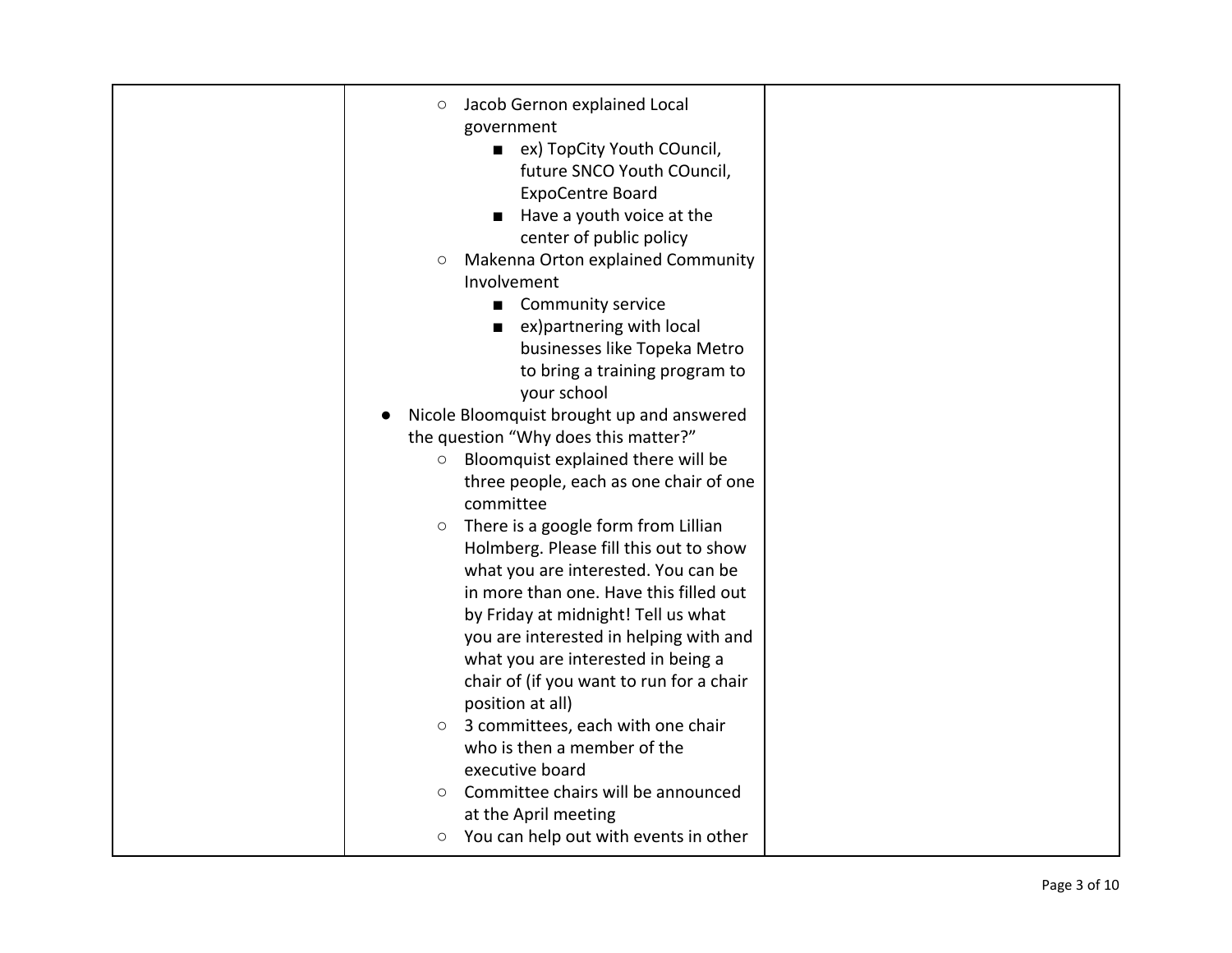| | | |
|---|---|---|
| | - Jacob Gernon explained Local government<br>  - ex) TopCity Youth COuncil, future SNCO Youth COuncil, ExpoCentre Board<br>  - Have a youth voice at the center of public policy<br>- Makenna Orton explained Community Involvement<br>  - Community service<br>  - ex)partnering with local businesses like Topeka Metro to bring a training program to your school<br>• Nicole Bloomquist brought up and answered the question "Why does this matter?"<br>  - Bloomquist explained there will be three people, each as one chair of one committee<br>  - There is a google form from Lillian Holmberg. Please fill this out to show what you are interested. You can be in more than one. Have this filled out by Friday at midnight! Tell us what you are interested in helping with and what you are interested in being a chair of (if you want to run for a chair position at all)<br>  - 3 committees, each with one chair who is then a member of the executive board<br>  - Committee chairs will be announced at the April meeting<br>  - You can help out with events in other | |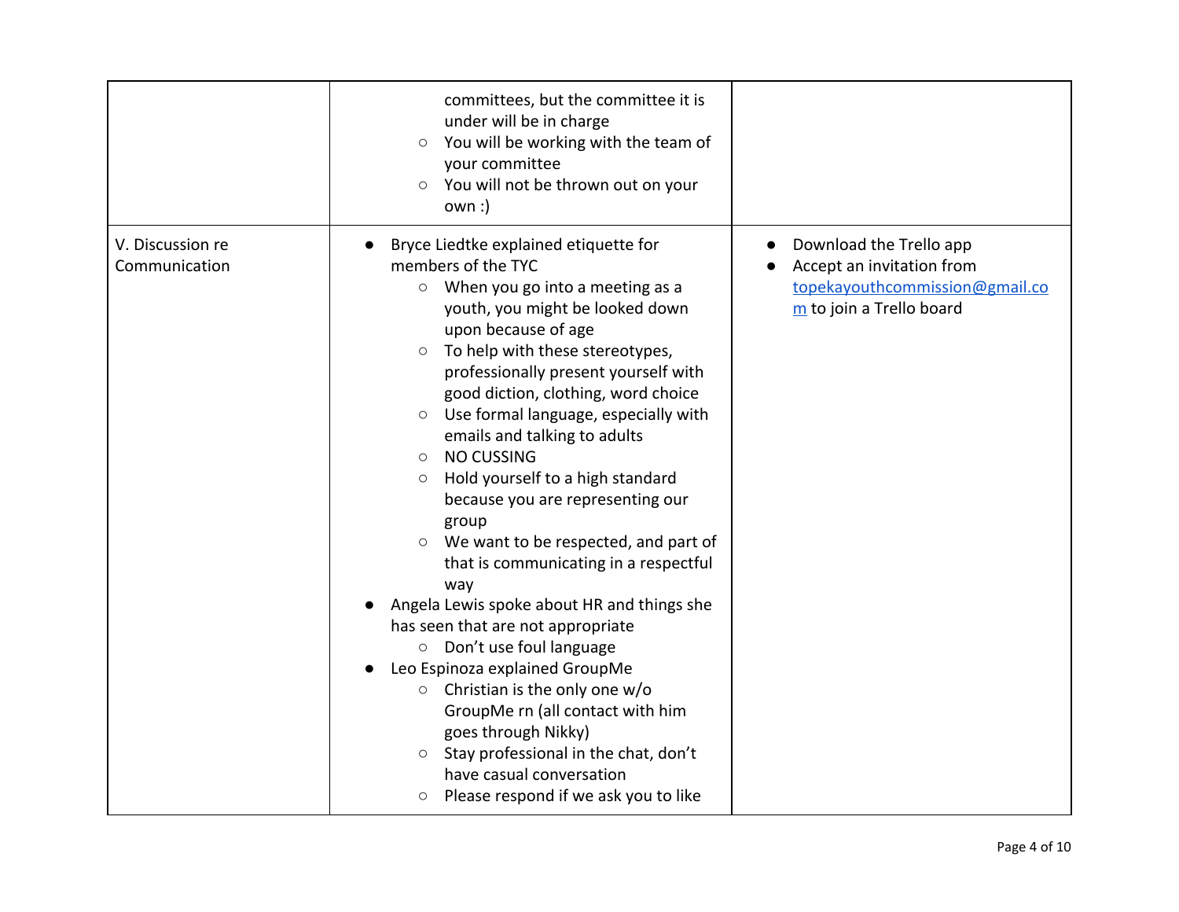| | | |
|---|---|---|
| | ◦ committees, but the committee it is under will be in charge<br>◦ You will be working with the team of your committee<br>◦ You will not be thrown out on your own :) | |
| V. Discussion re Communication | • Bryce Liedtke explained etiquette for members of the TYC<br>◦ When you go into a meeting as a youth, you might be looked down upon because of age<br>◦ To help with these stereotypes, professionally present yourself with good diction, clothing, word choice<br>◦ Use formal language, especially with emails and talking to adults<br>◦ NO CUSSING<br>◦ Hold yourself to a high standard because you are representing our group<br>◦ We want to be respected, and part of that is communicating in a respectful way<br>• Angela Lewis spoke about HR and things she has seen that are not appropriate<br>◦ Don't use foul language<br>• Leo Espinoza explained GroupMe<br>◦ Christian is the only one w/o GroupMe rn (all contact with him goes through Nikky)<br>◦ Stay professional in the chat, don't have casual conversation<br>◦ Please respond if we ask you to like | • Download the Trello app<br>• Accept an invitation from topekayouthcommission@gmail.com to join a Trello board |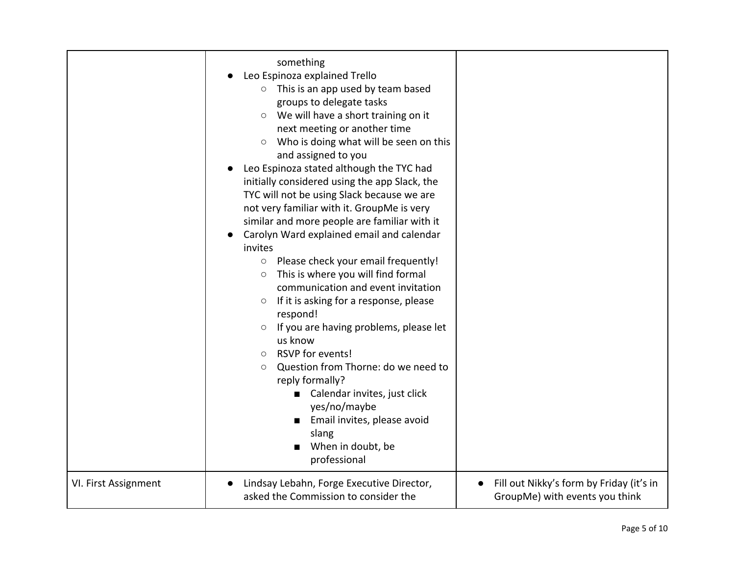| | | |
|---|---|---|
| | something<br>● Leo Espinoza explained Trello<br>○ This is an app used by team based groups to delegate tasks<br>○ We will have a short training on it next meeting or another time<br>○ Who is doing what will be seen on this and assigned to you<br>● Leo Espinoza stated although the TYC had initially considered using the app Slack, the TYC will not be using Slack because we are not very familiar with it. GroupMe is very similar and more people are familiar with it<br>● Carolyn Ward explained email and calendar invites<br>○ Please check your email frequently!<br>○ This is where you will find formal communication and event invitation<br>○ If it is asking for a response, please respond!<br>○ If you are having problems, please let us know<br>○ RSVP for events!<br>○ Question from Thorne: do we need to reply formally?<br>■ Calendar invites, just click yes/no/maybe<br>■ Email invites, please avoid slang<br>■ When in doubt, be professional | |
| VI. First Assignment | ● Lindsay Lebahn, Forge Executive Director, asked the Commission to consider the | ● Fill out Nikky's form by Friday (it's in GroupMe) with events you think |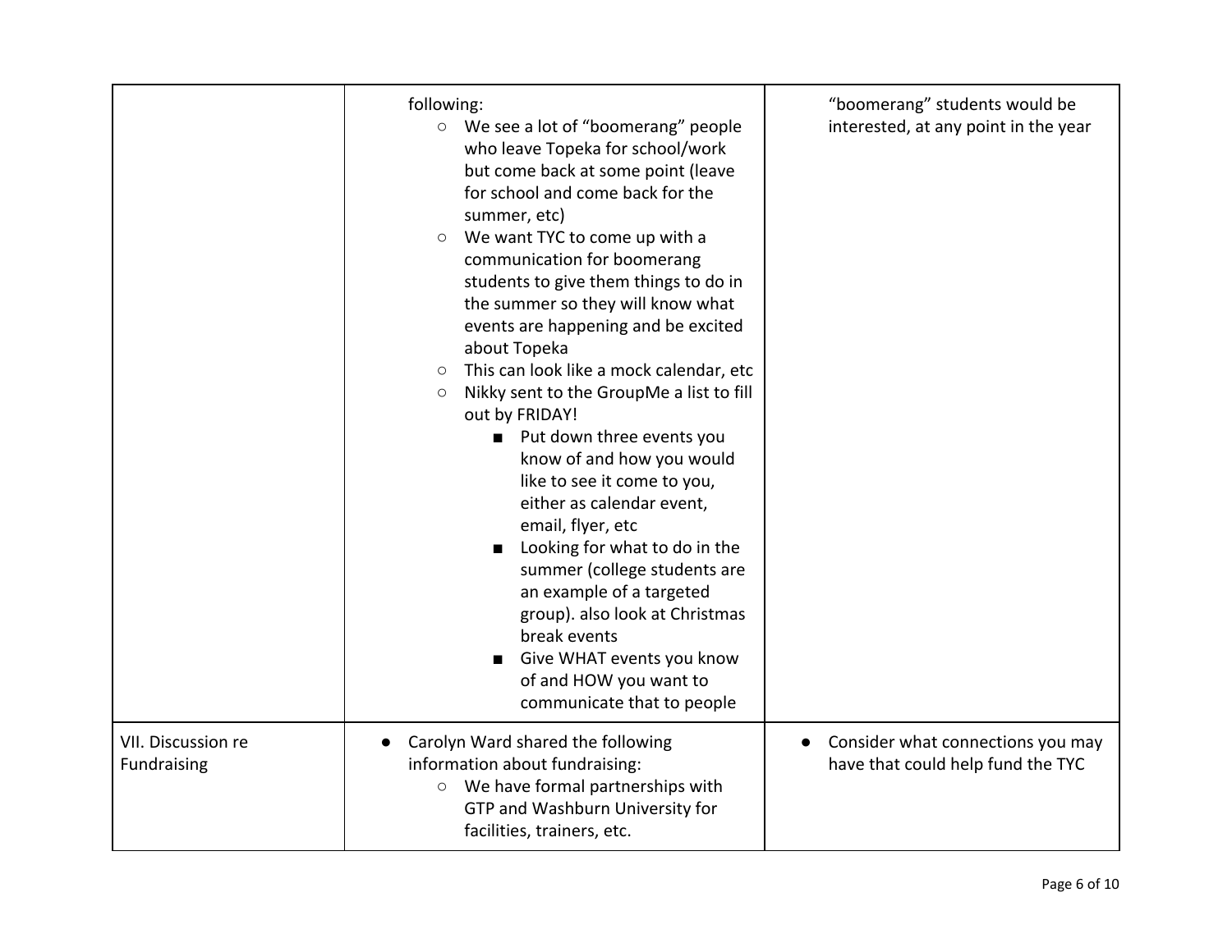| | | |
|---|---|---|
| | following:<br>◦ We see a lot of "boomerang" people who leave Topeka for school/work but come back at some point (leave for school and come back for the summer, etc)<br>◦ We want TYC to come up with a communication for boomerang students to give them things to do in the summer so they will know what events are happening and be excited about Topeka<br>◦ This can look like a mock calendar, etc<br>◦ Nikky sent to the GroupMe a list to fill out by FRIDAY!<br>▪ Put down three events you know of and how you would like to see it come to you, either as calendar event, email, flyer, etc<br>▪ Looking for what to do in the summer (college students are an example of a targeted group). also look at Christmas break events<br>▪ Give WHAT events you know of and HOW you want to communicate that to people | "boomerang" students would be interested, at any point in the year |
| VII. Discussion re Fundraising | • Carolyn Ward shared the following information about fundraising:<br>◦ We have formal partnerships with GTP and Washburn University for facilities, trainers, etc. | • Consider what connections you may have that could help fund the TYC |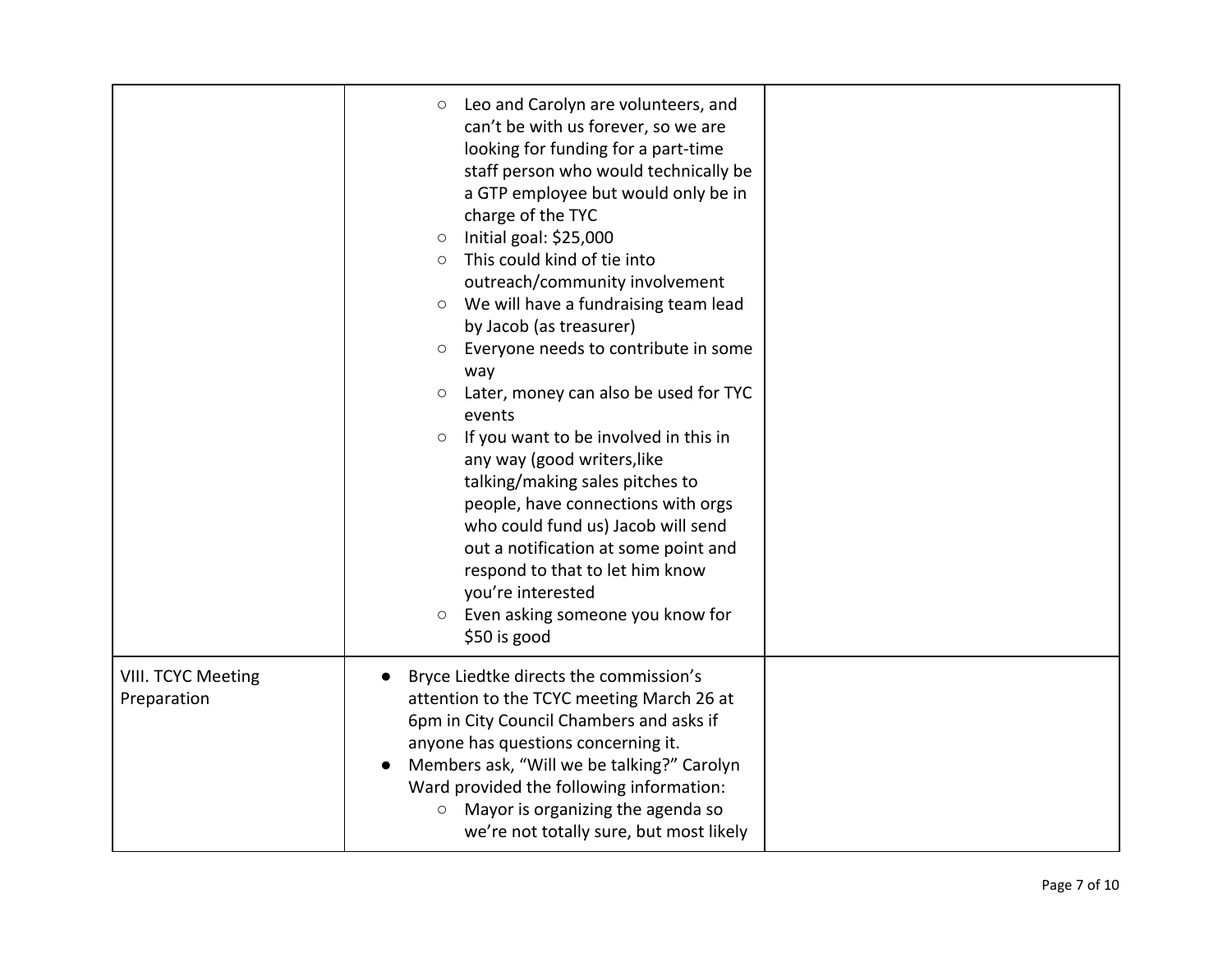| | | |
|---|---|---|
| | ○ Leo and Carolyn are volunteers, and can't be with us forever, so we are looking for funding for a part-time staff person who would technically be a GTP employee but would only be in charge of the TYC<br>○ Initial goal: $25,000<br>○ This could kind of tie into outreach/community involvement<br>○ We will have a fundraising team lead by Jacob (as treasurer)<br>○ Everyone needs to contribute in some way<br>○ Later, money can also be used for TYC events<br>○ If you want to be involved in this in any way (good writers,like talking/making sales pitches to people, have connections with orgs who could fund us) Jacob will send out a notification at some point and respond to that to let him know you're interested<br>○ Even asking someone you know for $50 is good | |
| VIII. TCYC Meeting Preparation | ● Bryce Liedtke directs the commission's attention to the TCYC meeting March 26 at 6pm in City Council Chambers and asks if anyone has questions concerning it.<br>● Members ask, "Will we be talking?" Carolyn Ward provided the following information:<br>&nbsp;&nbsp;&nbsp;&nbsp;○ Mayor is organizing the agenda so we're not totally sure, but most likely | |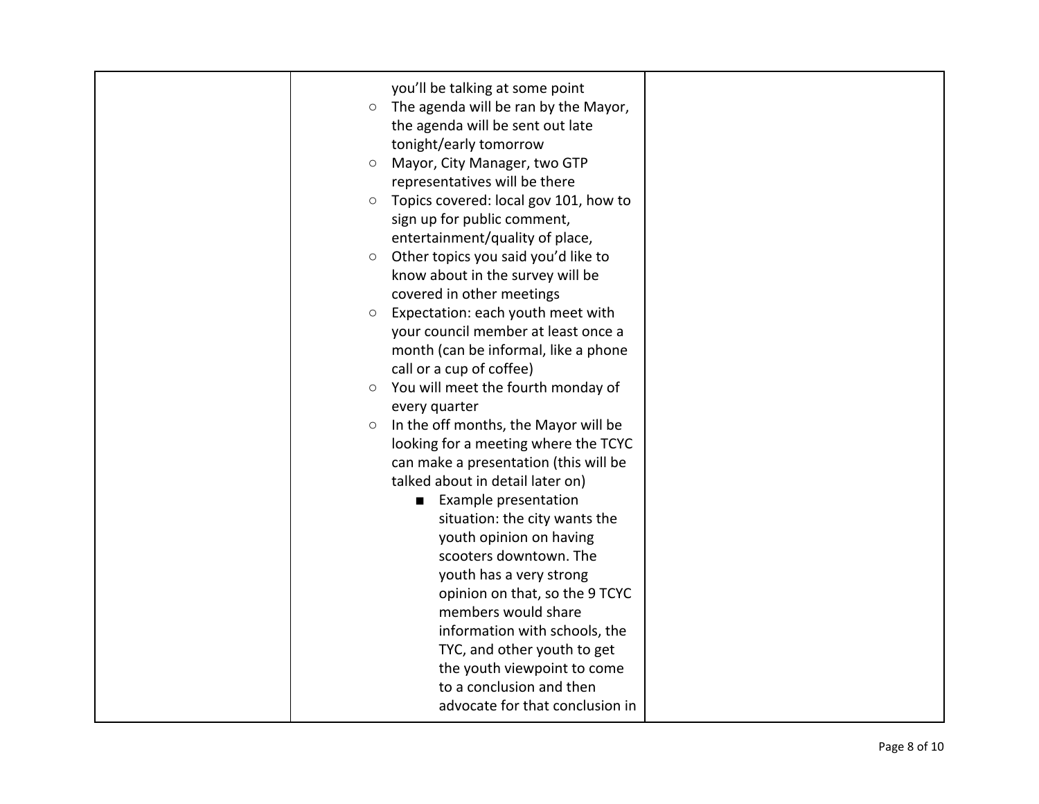| | | |
|---|---|---|
| | you'll be talking at some point<br>◦ The agenda will be ran by the Mayor, the agenda will be sent out late tonight/early tomorrow<br>◦ Mayor, City Manager, two GTP representatives will be there<br>◦ Topics covered: local gov 101, how to sign up for public comment, entertainment/quality of place,<br>◦ Other topics you said you'd like to know about in the survey will be covered in other meetings<br>◦ Expectation: each youth meet with your council member at least once a month (can be informal, like a phone call or a cup of coffee)<br>◦ You will meet the fourth monday of every quarter<br>◦ In the off months, the Mayor will be looking for a meeting where the TCYC can make a presentation (this will be talked about in detail later on)<br>&nbsp;&nbsp;&nbsp;&nbsp;■ Example presentation situation: the city wants the youth opinion on having scooters downtown. The youth has a very strong opinion on that, so the 9 TCYC members would share information with schools, the TYC, and other youth to get the youth viewpoint to come to a conclusion and then advocate for that conclusion in | |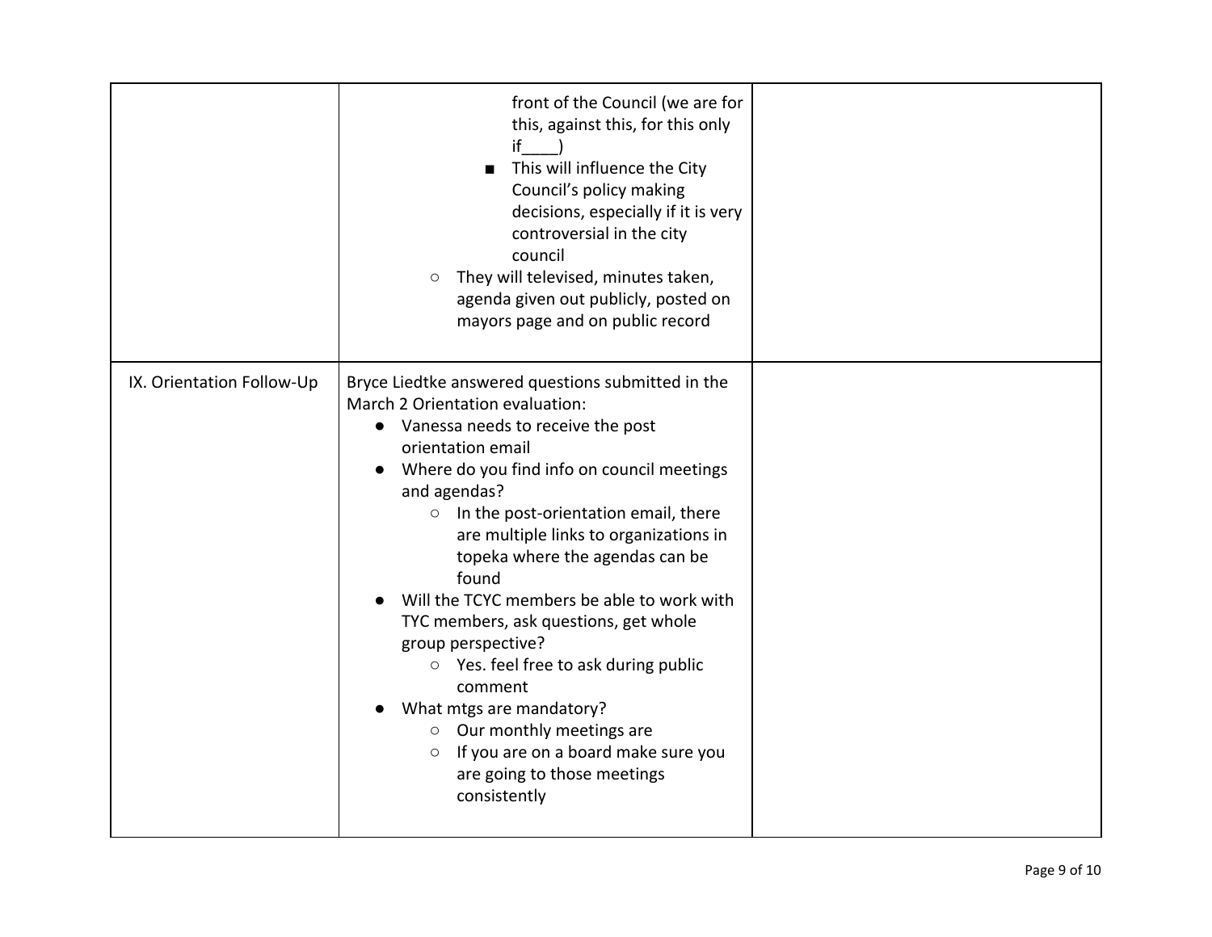| | | |
|---|---|---|
| | front of the Council (we are for this, against this, for this only if____)<br>■ This will influence the City Council's policy making decisions, especially if it is very controversial in the city council<br>○ They will televised, minutes taken, agenda given out publicly, posted on mayors page and on public record | |
| IX. Orientation Follow-Up | Bryce Liedtke answered questions submitted in the March 2 Orientation evaluation:<br>● Vanessa needs to receive the post orientation email<br>● Where do you find info on council meetings and agendas?<br>○ In the post-orientation email, there are multiple links to organizations in topeka where the agendas can be found<br>● Will the TCYC members be able to work with TYC members, ask questions, get whole group perspective?<br>○ Yes. feel free to ask during public comment<br>● What mtgs are mandatory?<br>○ Our monthly meetings are<br>○ If you are on a board make sure you are going to those meetings consistently | |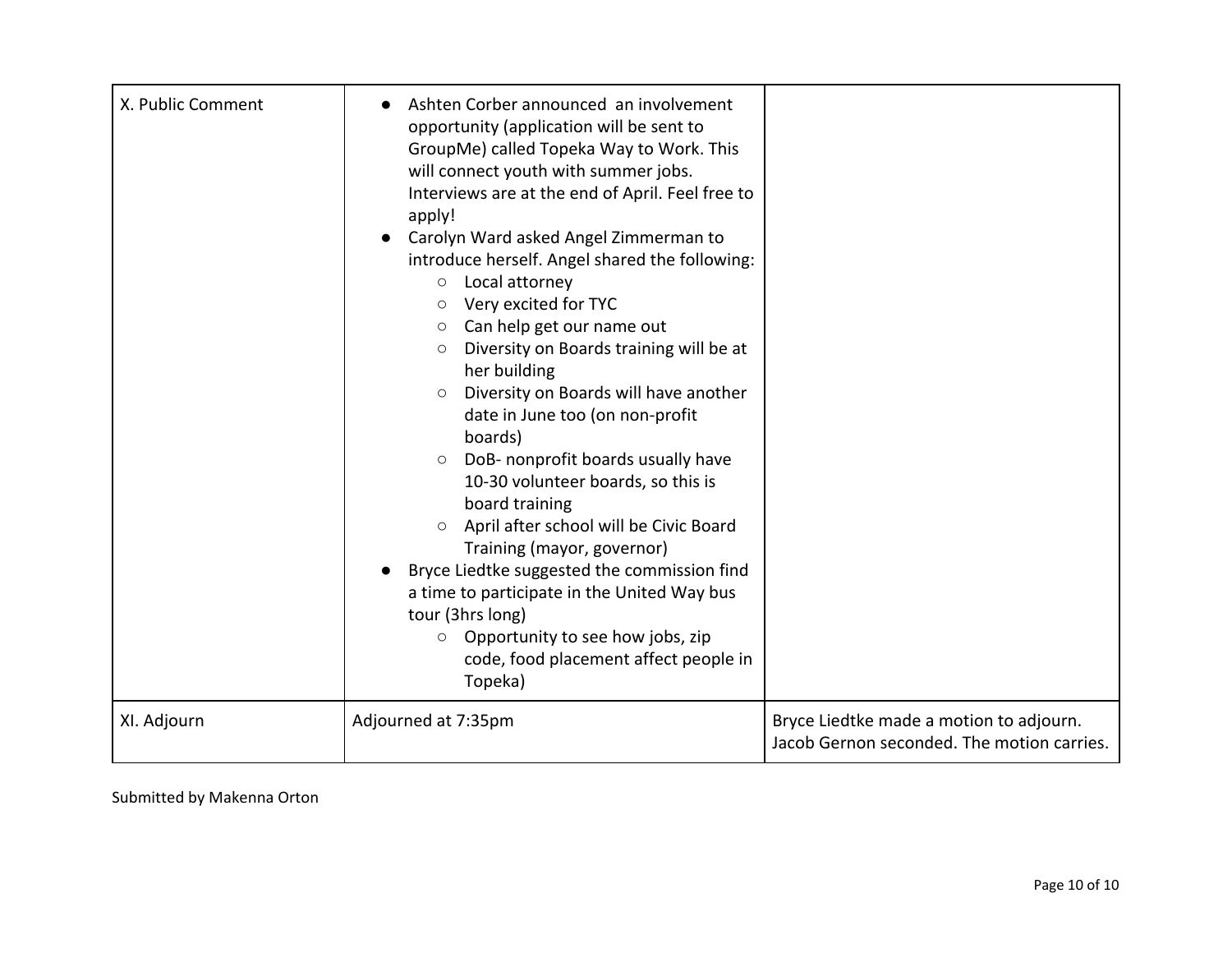| | | |
|---|---|---|
| X. Public Comment | • Ashten Corber announced an involvement opportunity (application will be sent to GroupMe) called Topeka Way to Work. This will connect youth with summer jobs. Interviews are at the end of April. Feel free to apply!<br>• Carolyn Ward asked Angel Zimmerman to introduce herself. Angel shared the following:<br>&nbsp;&nbsp;○ Local attorney<br>&nbsp;&nbsp;○ Very excited for TYC<br>&nbsp;&nbsp;○ Can help get our name out<br>&nbsp;&nbsp;○ Diversity on Boards training will be at her building<br>&nbsp;&nbsp;○ Diversity on Boards will have another date in June too (on non-profit boards)<br>&nbsp;&nbsp;○ DoB- nonprofit boards usually have 10-30 volunteer boards, so this is board training<br>&nbsp;&nbsp;○ April after school will be Civic Board Training (mayor, governor)<br>• Bryce Liedtke suggested the commission find a time to participate in the United Way bus tour (3hrs long)<br>&nbsp;&nbsp;○ Opportunity to see how jobs, zip code, food placement affect people in Topeka) | |
| XI. Adjourn | Adjourned at 7:35pm | Bryce Liedtke made a motion to adjourn. Jacob Gernon seconded. The motion carries. |

Submitted by Makenna Orton